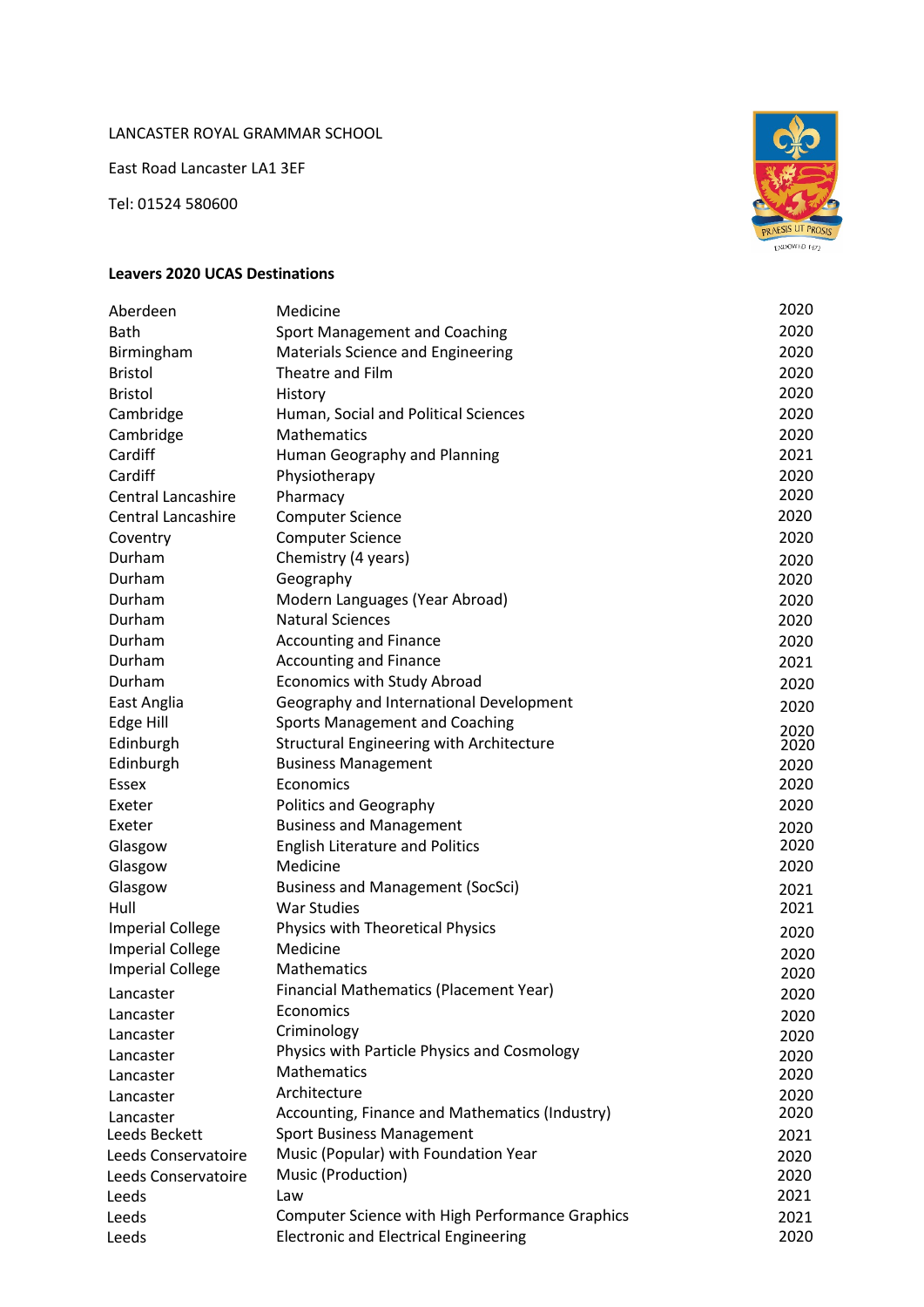LANCASTER ROYAL GRAMMAR SCHOOL

East Road Lancaster LA1 3EF

Tel: 01524 580600

**Leavers 2020 UCAS Destinations**

| | | |
|---|---|---|
| Aberdeen | Medicine | 2020 |
| Bath | Sport Management and Coaching | 2020 |
| Birmingham | Materials Science and Engineering | 2020 |
| Bristol | Theatre and Film | 2020 |
| Bristol | History | 2020 |
| Cambridge | Human, Social and Political Sciences | 2020 |
| Cambridge | Mathematics | 2020 |
| Cardiff | Human Geography and Planning | 2021 |
| Cardiff | Physiotherapy | 2020 |
| Central Lancashire | Pharmacy | 2020 |
| Central Lancashire | Computer Science | 2020 |
| Coventry | Computer Science | 2020 |
| Durham | Chemistry (4 years) | 2020 |
| Durham | Geography | 2020 |
| Durham | Modern Languages (Year Abroad) | 2020 |
| Durham | Natural Sciences | 2020 |
| Durham | Accounting and Finance | 2020 |
| Durham | Accounting and Finance | 2021 |
| Durham | Economics with Study Abroad | 2020 |
| East Anglia | Geography and International Development | 2020 |
| Edge Hill | Sports Management and Coaching | 2020 |
| Edinburgh | Structural Engineering with Architecture | 2020 |
| Edinburgh | Business Management | 2020 |
| Essex | Economics | 2020 |
| Exeter | Politics and Geography | 2020 |
| Exeter | Business and Management | 2020 |
| Glasgow | English Literature and Politics | 2020 |
| Glasgow | Medicine | 2020 |
| Glasgow | Business and Management (SocSci) | 2021 |
| Hull | War Studies | 2021 |
| Imperial College | Physics with Theoretical Physics | 2020 |
| Imperial College | Medicine | 2020 |
| Imperial College | Mathematics | 2020 |
| Lancaster | Financial Mathematics (Placement Year) | 2020 |
| Lancaster | Economics | 2020 |
| Lancaster | Criminology | 2020 |
| Lancaster | Physics with Particle Physics and Cosmology | 2020 |
| Lancaster | Mathematics | 2020 |
| Lancaster | Architecture | 2020 |
| Lancaster | Accounting, Finance and Mathematics (Industry) | 2020 |
| Leeds Beckett | Sport Business Management | 2021 |
| Leeds Conservatoire | Music (Popular) with Foundation Year | 2020 |
| Leeds Conservatoire | Music (Production) | 2020 |
| Leeds | Law | 2021 |
| Leeds | Computer Science with High Performance Graphics | 2021 |
| Leeds | Electronic and Electrical Engineering | 2020 |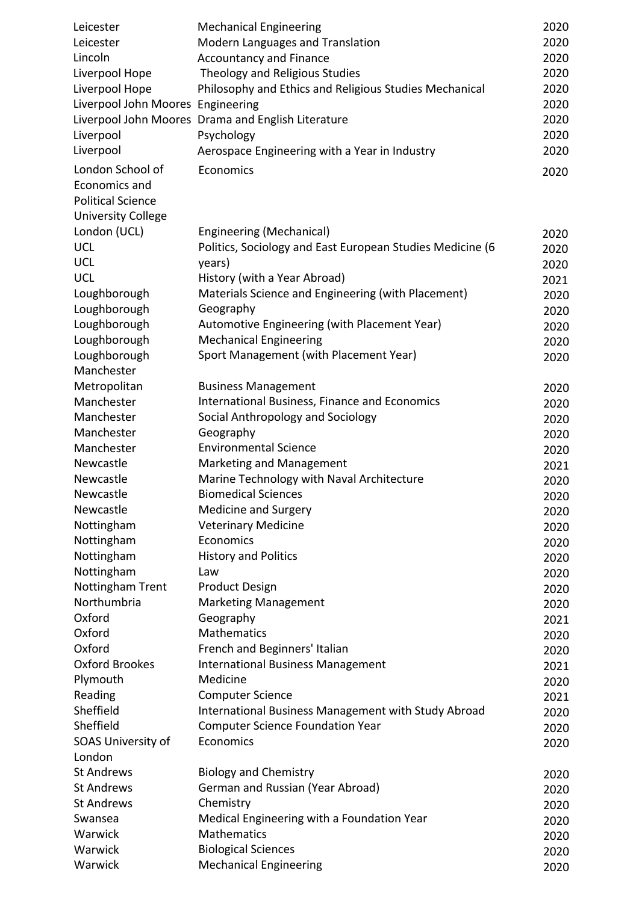| | | |
|---|---|---|
| Leicester | Mechanical Engineering | 2020 |
| Leicester | Modern Languages and Translation | 2020 |
| Lincoln | Accountancy and Finance | 2020 |
| Liverpool Hope | Theology and Religious Studies | 2020 |
| Liverpool Hope | Philosophy and Ethics and Religious Studies Mechanical | 2020 |
| Liverpool John Moores | Engineering | 2020 |
| Liverpool John Moores | Drama and English Literature | 2020 |
| Liverpool | Psychology | 2020 |
| Liverpool | Aerospace Engineering with a Year in Industry | 2020 |
| London School of Economics and Political Science | Economics | 2020 |
| University College London (UCL) | Engineering (Mechanical) | 2020 |
| UCL | Politics, Sociology and East European Studies Medicine (6 | 2020 |
| UCL | years) | 2020 |
| UCL | History (with a Year Abroad) | 2021 |
| Loughborough | Materials Science and Engineering (with Placement) | 2020 |
| Loughborough | Geography | 2020 |
| Loughborough | Automotive Engineering (with Placement Year) | 2020 |
| Loughborough | Mechanical Engineering | 2020 |
| Loughborough | Sport Management (with Placement Year) | 2020 |
| Manchester Metropolitan | Business Management | 2020 |
| Manchester | International Business, Finance and Economics | 2020 |
| Manchester | Social Anthropology and Sociology | 2020 |
| Manchester | Geography | 2020 |
| Manchester | Environmental Science | 2020 |
| Newcastle | Marketing and Management | 2021 |
| Newcastle | Marine Technology with Naval Architecture | 2020 |
| Newcastle | Biomedical Sciences | 2020 |
| Newcastle | Medicine and Surgery | 2020 |
| Nottingham | Veterinary Medicine | 2020 |
| Nottingham | Economics | 2020 |
| Nottingham | History and Politics | 2020 |
| Nottingham | Law | 2020 |
| Nottingham Trent | Product Design | 2020 |
| Northumbria | Marketing Management | 2020 |
| Oxford | Geography | 2021 |
| Oxford | Mathematics | 2020 |
| Oxford | French and Beginners' Italian | 2020 |
| Oxford Brookes | International Business Management | 2021 |
| Plymouth | Medicine | 2020 |
| Reading | Computer Science | 2021 |
| Sheffield | International Business Management with Study Abroad | 2020 |
| Sheffield | Computer Science Foundation Year | 2020 |
| SOAS University of London | Economics | 2020 |
| St Andrews | Biology and Chemistry | 2020 |
| St Andrews | German and Russian (Year Abroad) | 2020 |
| St Andrews | Chemistry | 2020 |
| Swansea | Medical Engineering with a Foundation Year | 2020 |
| Warwick | Mathematics | 2020 |
| Warwick | Biological Sciences | 2020 |
| Warwick | Mechanical Engineering | 2020 |